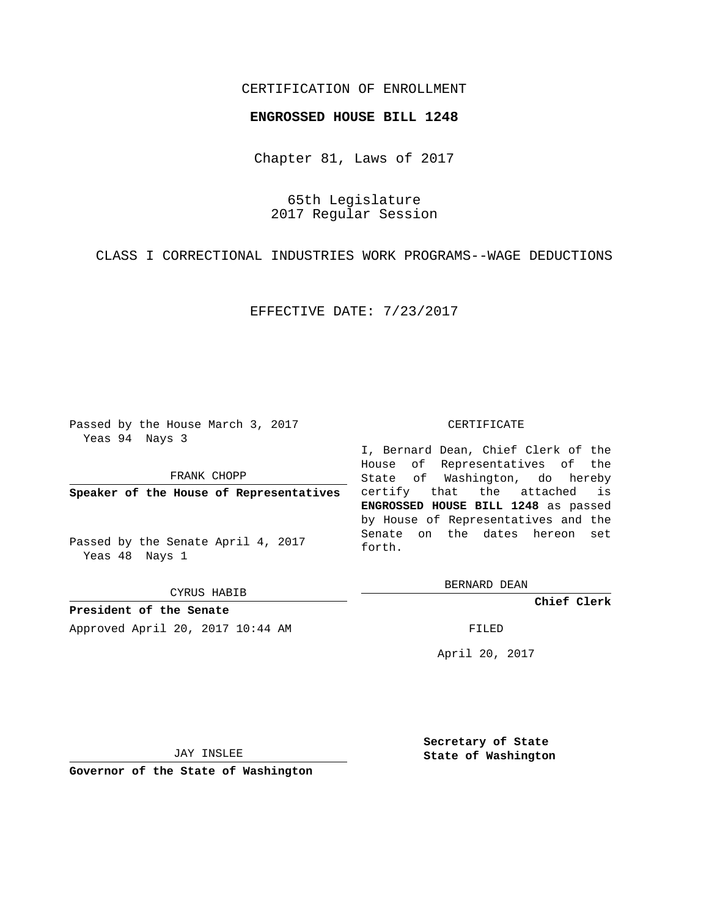CERTIFICATION OF ENROLLMENT

**ENGROSSED HOUSE BILL 1248**

Chapter 81, Laws of 2017

65th Legislature
2017 Regular Session

CLASS I CORRECTIONAL INDUSTRIES WORK PROGRAMS--WAGE DEDUCTIONS

EFFECTIVE DATE: 7/23/2017

Passed by the House March 3, 2017
Yeas 94 Nays 3

FRANK CHOPP

**Speaker of the House of Representatives**

Passed by the Senate April 4, 2017
Yeas 48 Nays 1

CYRUS HABIB

**President of the Senate**

Approved April 20, 2017 10:44 AM

JAY INSLEE

**Governor of the State of Washington**

CERTIFICATE

I, Bernard Dean, Chief Clerk of the House of Representatives of the State of Washington, do hereby certify that the attached is **ENGROSSED HOUSE BILL 1248** as passed by House of Representatives and the Senate on the dates hereon set forth.

BERNARD DEAN

**Chief Clerk**

FILED

April 20, 2017

**Secretary of State**
**State of Washington**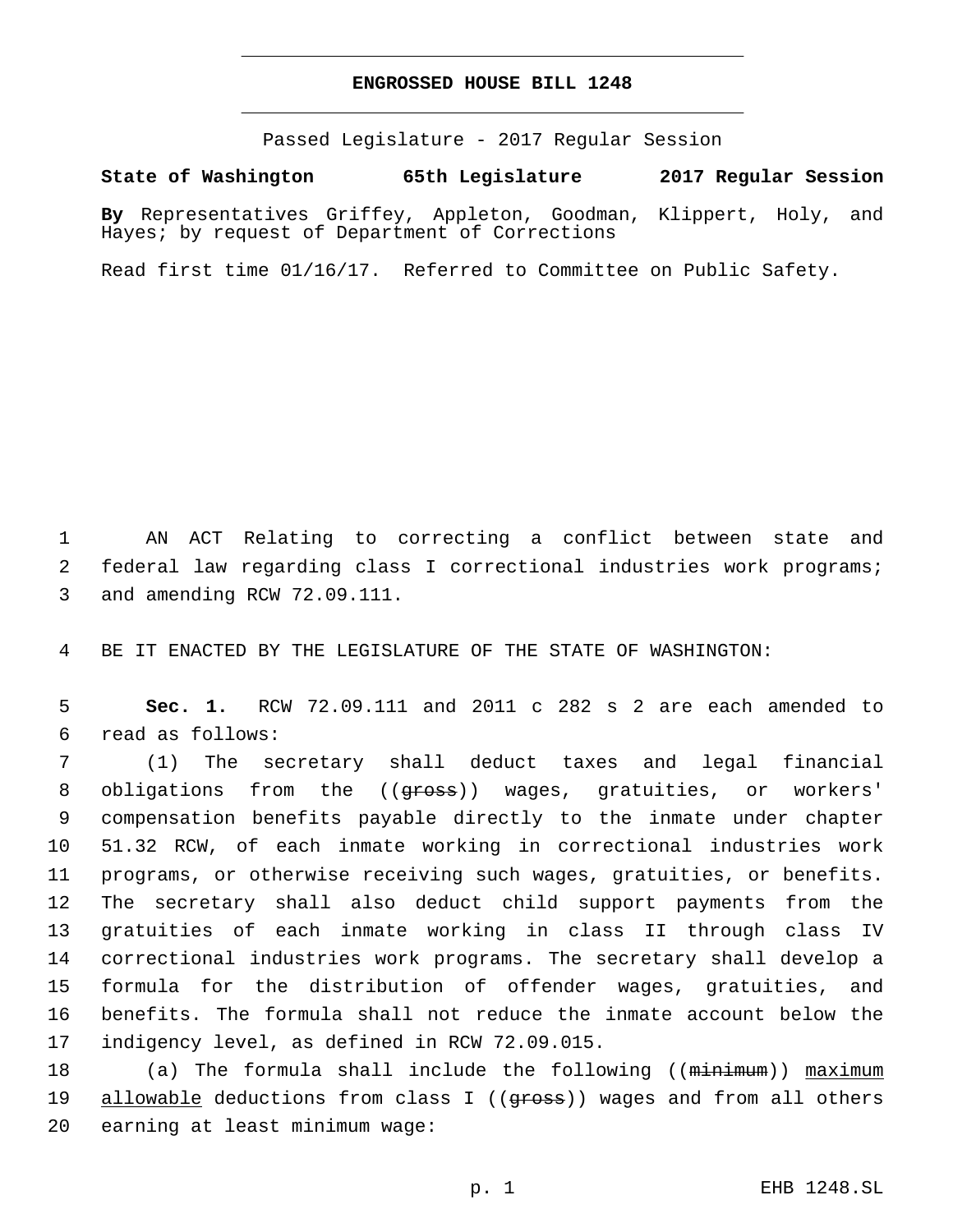# ENGROSSED HOUSE BILL 1248

Passed Legislature - 2017 Regular Session

**State of Washington 65th Legislature 2017 Regular Session**

**By** Representatives Griffey, Appleton, Goodman, Klippert, Holy, and Hayes; by request of Department of Corrections

Read first time 01/16/17. Referred to Committee on Public Safety.

1 AN ACT Relating to correcting a conflict between state and
2 federal law regarding class I correctional industries work programs;
3 and amending RCW 72.09.111.

4 BE IT ENACTED BY THE LEGISLATURE OF THE STATE OF WASHINGTON:

5 **Sec. 1.** RCW 72.09.111 and 2011 c 282 s 2 are each amended to
6 read as follows:

7 (1) The secretary shall deduct taxes and legal financial
8 obligations from the ((~~gross~~)) wages, gratuities, or workers'
9 compensation benefits payable directly to the inmate under chapter
10 51.32 RCW, of each inmate working in correctional industries work
11 programs, or otherwise receiving such wages, gratuities, or benefits.
12 The secretary shall also deduct child support payments from the
13 gratuities of each inmate working in class II through class IV
14 correctional industries work programs. The secretary shall develop a
15 formula for the distribution of offender wages, gratuities, and
16 benefits. The formula shall not reduce the inmate account below the
17 indigency level, as defined in RCW 72.09.015.

18 (a) The formula shall include the following ((~~minimum~~)) <u>maximum</u>
19 <u>allowable</u> deductions from class I ((~~gross~~)) wages and from all others
20 earning at least minimum wage: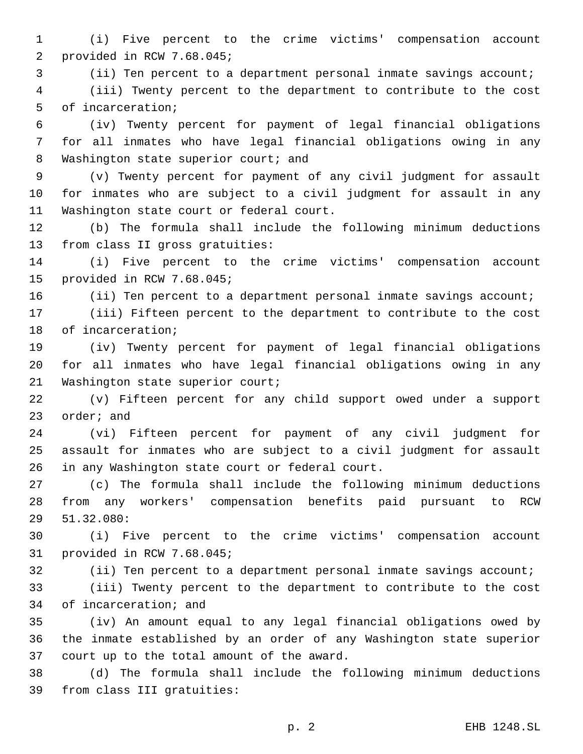(i) Five percent to the crime victims' compensation account provided in RCW 7.68.045;

(ii) Ten percent to a department personal inmate savings account;

(iii) Twenty percent to the department to contribute to the cost of incarceration;

(iv) Twenty percent for payment of legal financial obligations for all inmates who have legal financial obligations owing in any Washington state superior court; and

(v) Twenty percent for payment of any civil judgment for assault for inmates who are subject to a civil judgment for assault in any Washington state court or federal court.

(b) The formula shall include the following minimum deductions from class II gross gratuities:

(i) Five percent to the crime victims' compensation account provided in RCW 7.68.045;

(ii) Ten percent to a department personal inmate savings account;

(iii) Fifteen percent to the department to contribute to the cost of incarceration;

(iv) Twenty percent for payment of legal financial obligations for all inmates who have legal financial obligations owing in any Washington state superior court;

(v) Fifteen percent for any child support owed under a support order; and

(vi) Fifteen percent for payment of any civil judgment for assault for inmates who are subject to a civil judgment for assault in any Washington state court or federal court.

(c) The formula shall include the following minimum deductions from any workers' compensation benefits paid pursuant to RCW 51.32.080:

(i) Five percent to the crime victims' compensation account provided in RCW 7.68.045;

(ii) Ten percent to a department personal inmate savings account;

(iii) Twenty percent to the department to contribute to the cost of incarceration; and

(iv) An amount equal to any legal financial obligations owed by the inmate established by an order of any Washington state superior court up to the total amount of the award.

(d) The formula shall include the following minimum deductions from class III gratuities: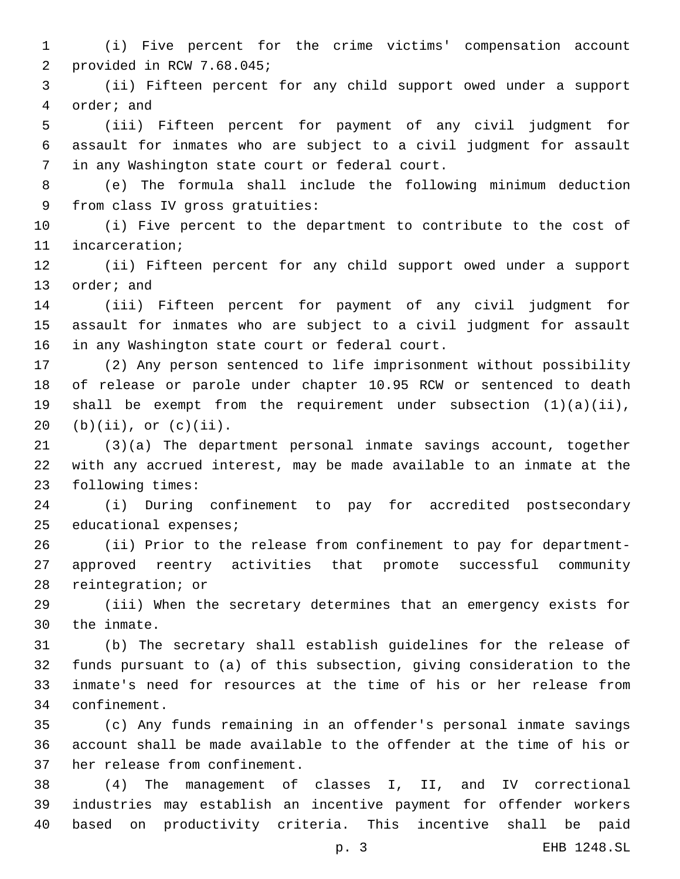(i) Five percent for the crime victims' compensation account provided in RCW 7.68.045;

(ii) Fifteen percent for any child support owed under a support order; and

(iii) Fifteen percent for payment of any civil judgment for assault for inmates who are subject to a civil judgment for assault in any Washington state court or federal court.

(e) The formula shall include the following minimum deduction from class IV gross gratuities:

(i) Five percent to the department to contribute to the cost of incarceration;

(ii) Fifteen percent for any child support owed under a support order; and

(iii) Fifteen percent for payment of any civil judgment for assault for inmates who are subject to a civil judgment for assault in any Washington state court or federal court.

(2) Any person sentenced to life imprisonment without possibility of release or parole under chapter 10.95 RCW or sentenced to death shall be exempt from the requirement under subsection (1)(a)(ii), (b)(ii), or (c)(ii).

(3)(a) The department personal inmate savings account, together with any accrued interest, may be made available to an inmate at the following times:

(i) During confinement to pay for accredited postsecondary educational expenses;

(ii) Prior to the release from confinement to pay for department-approved reentry activities that promote successful community reintegration; or

(iii) When the secretary determines that an emergency exists for the inmate.

(b) The secretary shall establish guidelines for the release of funds pursuant to (a) of this subsection, giving consideration to the inmate's need for resources at the time of his or her release from confinement.

(c) Any funds remaining in an offender's personal inmate savings account shall be made available to the offender at the time of his or her release from confinement.

(4) The management of classes I, II, and IV correctional industries may establish an incentive payment for offender workers based on productivity criteria. This incentive shall be paid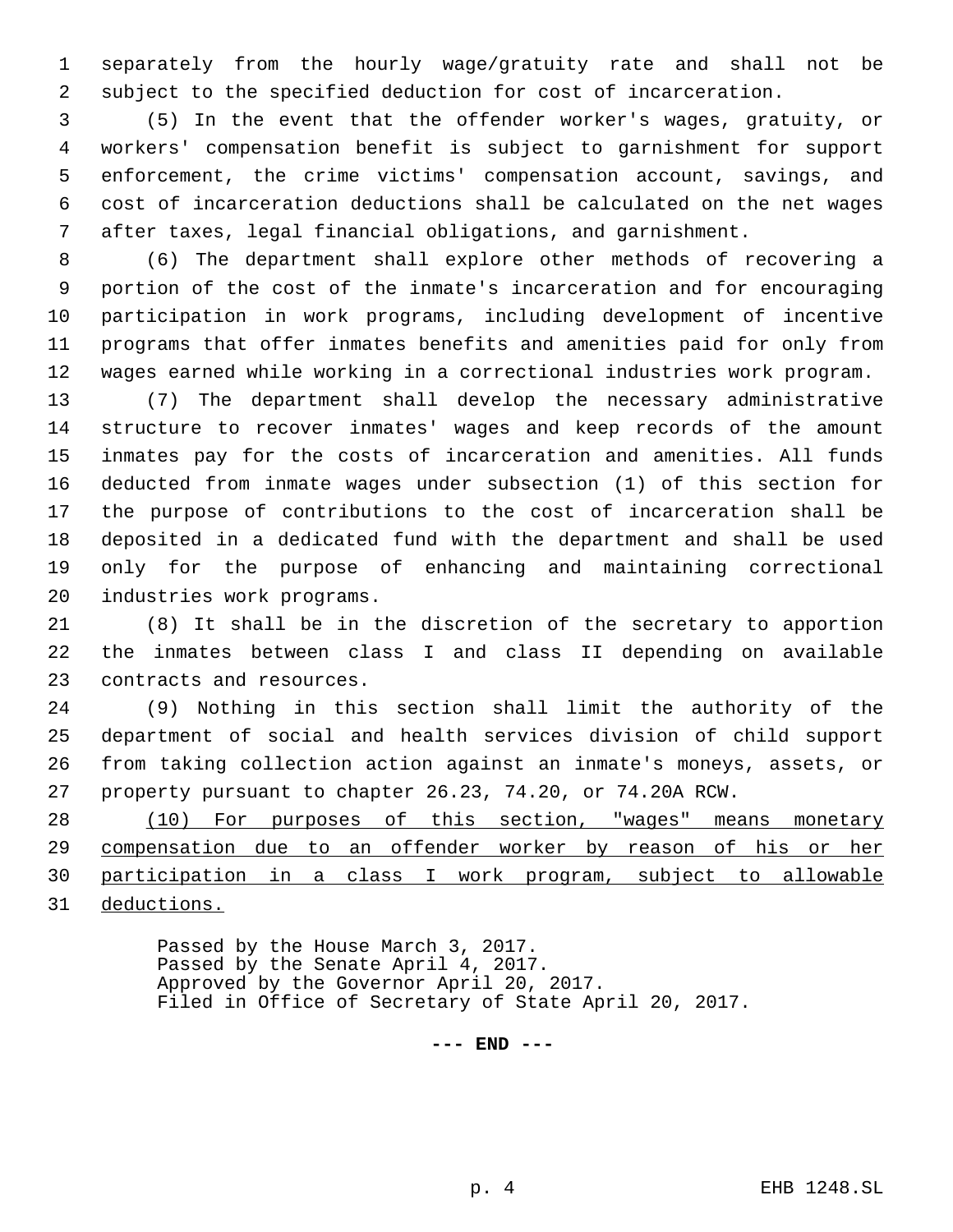separately from the hourly wage/gratuity rate and shall not be subject to the specified deduction for cost of incarceration.

(5) In the event that the offender worker's wages, gratuity, or workers' compensation benefit is subject to garnishment for support enforcement, the crime victims' compensation account, savings, and cost of incarceration deductions shall be calculated on the net wages after taxes, legal financial obligations, and garnishment.

(6) The department shall explore other methods of recovering a portion of the cost of the inmate's incarceration and for encouraging participation in work programs, including development of incentive programs that offer inmates benefits and amenities paid for only from wages earned while working in a correctional industries work program.

(7) The department shall develop the necessary administrative structure to recover inmates' wages and keep records of the amount inmates pay for the costs of incarceration and amenities. All funds deducted from inmate wages under subsection (1) of this section for the purpose of contributions to the cost of incarceration shall be deposited in a dedicated fund with the department and shall be used only for the purpose of enhancing and maintaining correctional industries work programs.

(8) It shall be in the discretion of the secretary to apportion the inmates between class I and class II depending on available contracts and resources.

(9) Nothing in this section shall limit the authority of the department of social and health services division of child support from taking collection action against an inmate's moneys, assets, or property pursuant to chapter 26.23, 74.20, or 74.20A RCW.

<u>(10) For purposes of this section, "wages" means monetary compensation due to an offender worker by reason of his or her participation in a class I work program, subject to allowable deductions.</u>

Passed by the House March 3, 2017.
Passed by the Senate April 4, 2017.
Approved by the Governor April 20, 2017.
Filed in Office of Secretary of State April 20, 2017.

**--- END ---**